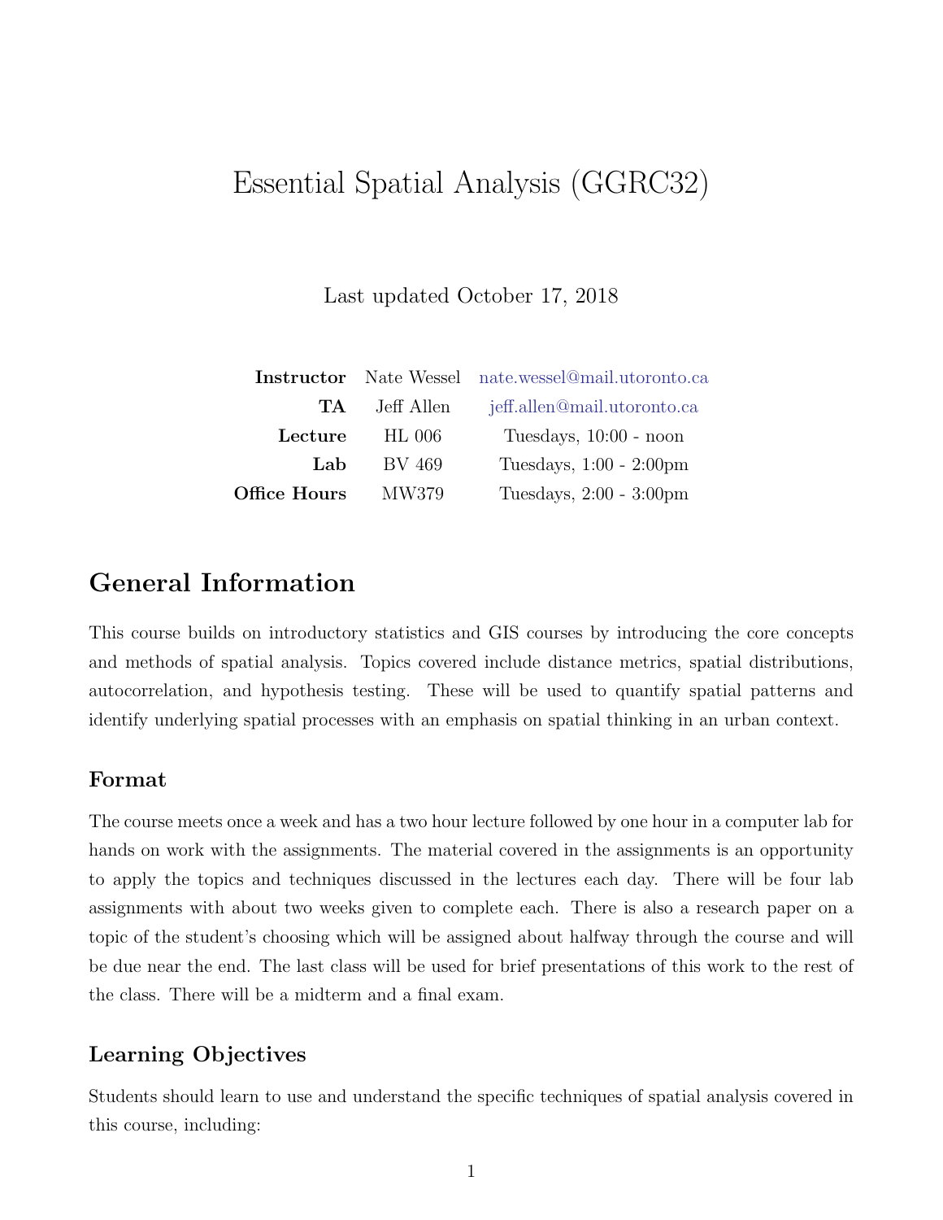# Essential Spatial Analysis (GGRC32)

Last updated October 17, 2018

| | | |
|---|---|---|
| **Instructor** | Nate Wessel | nate.wessel@mail.utoronto.ca |
| **TA** | Jeff Allen | jeff.allen@mail.utoronto.ca |
| **Lecture** | HL 006 | Tuesdays, 10:00 - noon |
| **Lab** | BV 469 | Tuesdays, 1:00 - 2:00pm |
| **Office Hours** | MW379 | Tuesdays, 2:00 - 3:00pm |

## General Information

This course builds on introductory statistics and GIS courses by introducing the core concepts and methods of spatial analysis. Topics covered include distance metrics, spatial distributions, autocorrelation, and hypothesis testing. These will be used to quantify spatial patterns and identify underlying spatial processes with an emphasis on spatial thinking in an urban context.

### Format

The course meets once a week and has a two hour lecture followed by one hour in a computer lab for hands on work with the assignments. The material covered in the assignments is an opportunity to apply the topics and techniques discussed in the lectures each day. There will be four lab assignments with about two weeks given to complete each. There is also a research paper on a topic of the student's choosing which will be assigned about halfway through the course and will be due near the end. The last class will be used for brief presentations of this work to the rest of the class. There will be a midterm and a final exam.

### Learning Objectives

Students should learn to use and understand the specific techniques of spatial analysis covered in this course, including: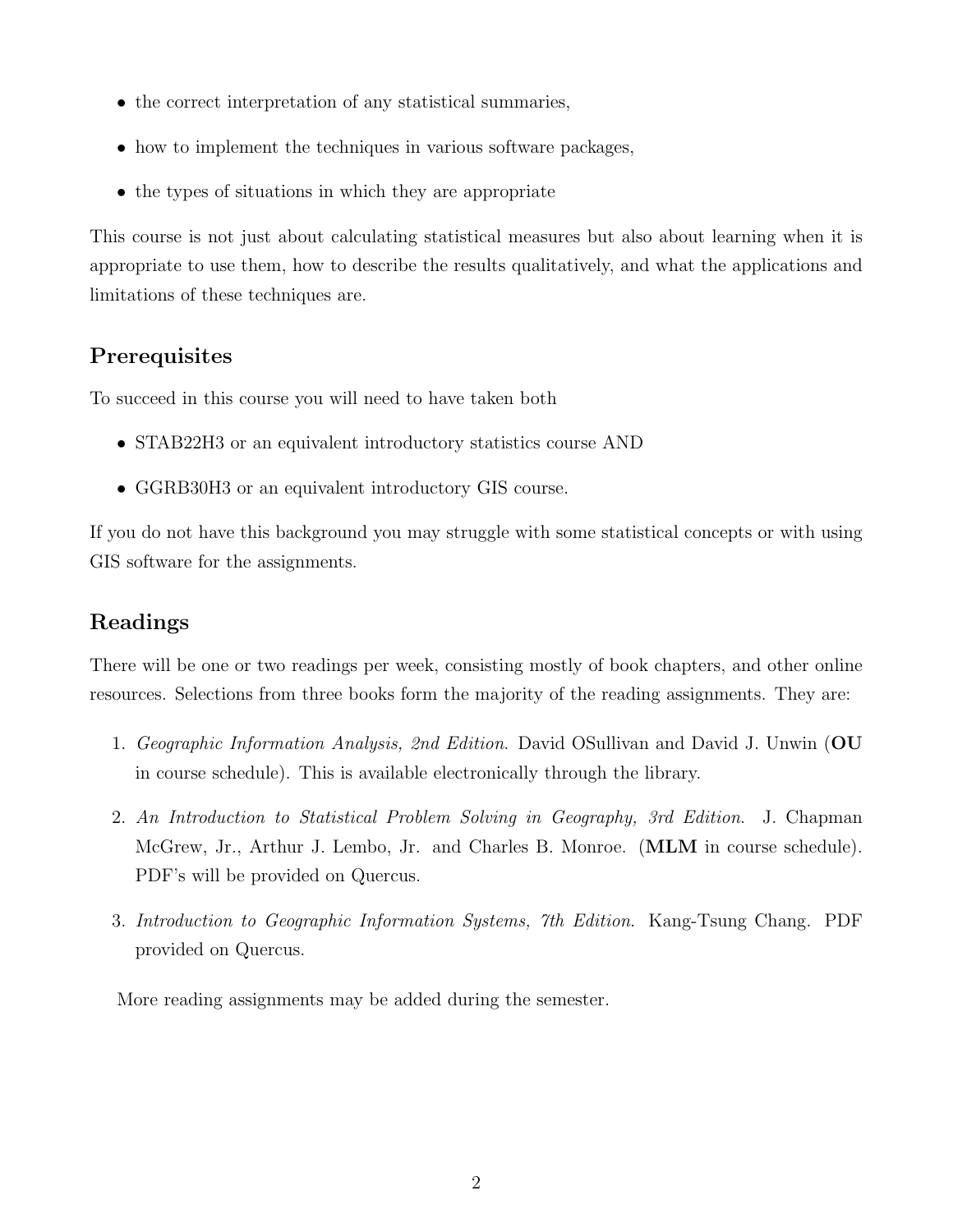- the correct interpretation of any statistical summaries,
- how to implement the techniques in various software packages,
- the types of situations in which they are appropriate

This course is not just about calculating statistical measures but also about learning when it is appropriate to use them, how to describe the results qualitatively, and what the applications and limitations of these techniques are.

## Prerequisites

To succeed in this course you will need to have taken both

- STAB22H3 or an equivalent introductory statistics course AND
- GGRB30H3 or an equivalent introductory GIS course.

If you do not have this background you may struggle with some statistical concepts or with using GIS software for the assignments.

## Readings

There will be one or two readings per week, consisting mostly of book chapters, and other online resources. Selections from three books form the majority of the reading assignments. They are:

1. *Geographic Information Analysis, 2nd Edition*. David OSullivan and David J. Unwin (**OU** in course schedule). This is available electronically through the library.
2. *An Introduction to Statistical Problem Solving in Geography, 3rd Edition*. J. Chapman McGrew, Jr., Arthur J. Lembo, Jr. and Charles B. Monroe. (**MLM** in course schedule). PDF's will be provided on Quercus.
3. *Introduction to Geographic Information Systems, 7th Edition*. Kang-Tsung Chang. PDF provided on Quercus.

More reading assignments may be added during the semester.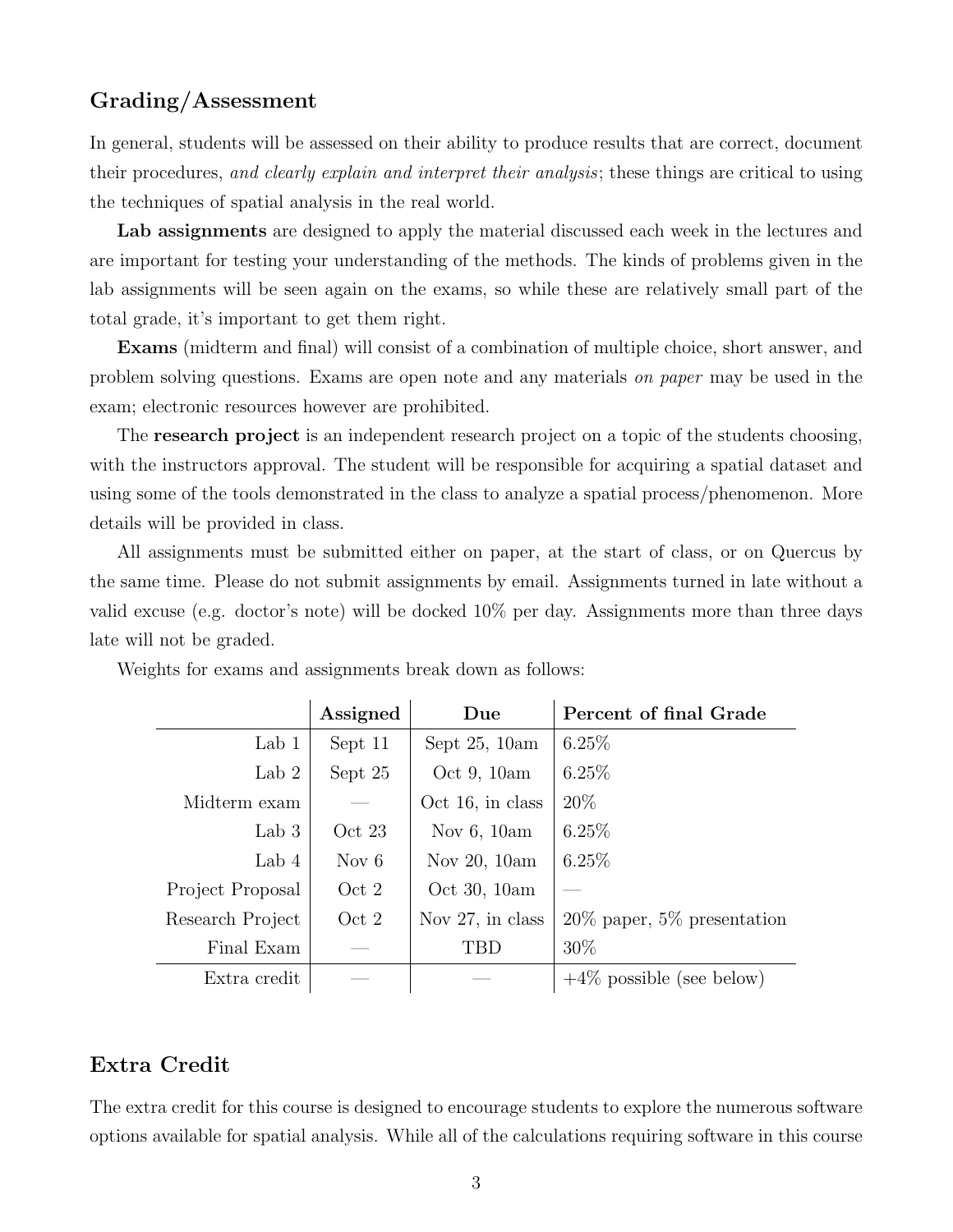## Grading/Assessment

In general, students will be assessed on their ability to produce results that are correct, document their procedures, *and clearly explain and interpret their analysis*; these things are critical to using the techniques of spatial analysis in the real world.

**Lab assignments** are designed to apply the material discussed each week in the lectures and are important for testing your understanding of the methods. The kinds of problems given in the lab assignments will be seen again on the exams, so while these are relatively small part of the total grade, it's important to get them right.

**Exams** (midterm and final) will consist of a combination of multiple choice, short answer, and problem solving questions. Exams are open note and any materials *on paper* may be used in the exam; electronic resources however are prohibited.

The **research project** is an independent research project on a topic of the students choosing, with the instructors approval. The student will be responsible for acquiring a spatial dataset and using some of the tools demonstrated in the class to analyze a spatial process/phenomenon. More details will be provided in class.

All assignments must be submitted either on paper, at the start of class, or on Quercus by the same time. Please do not submit assignments by email. Assignments turned in late without a valid excuse (e.g. doctor's note) will be docked 10% per day. Assignments more than three days late will not be graded.

Weights for exams and assignments break down as follows:

| | **Assigned** | **Due** | **Percent of final Grade** |
|---:|:---:|:---:|:---|
| Lab 1 | Sept 11 | Sept 25, 10am | 6.25% |
| Lab 2 | Sept 25 | Oct 9, 10am | 6.25% |
| Midterm exam | — | Oct 16, in class | 20% |
| Lab 3 | Oct 23 | Nov 6, 10am | 6.25% |
| Lab 4 | Nov 6 | Nov 20, 10am | 6.25% |
| Project Proposal | Oct 2 | Oct 30, 10am | — |
| Research Project | Oct 2 | Nov 27, in class | 20% paper, 5% presentation |
| Final Exam | — | TBD | 30% |
| Extra credit | — | — | +4% possible (see below) |

## Extra Credit

The extra credit for this course is designed to encourage students to explore the numerous software options available for spatial analysis. While all of the calculations requiring software in this course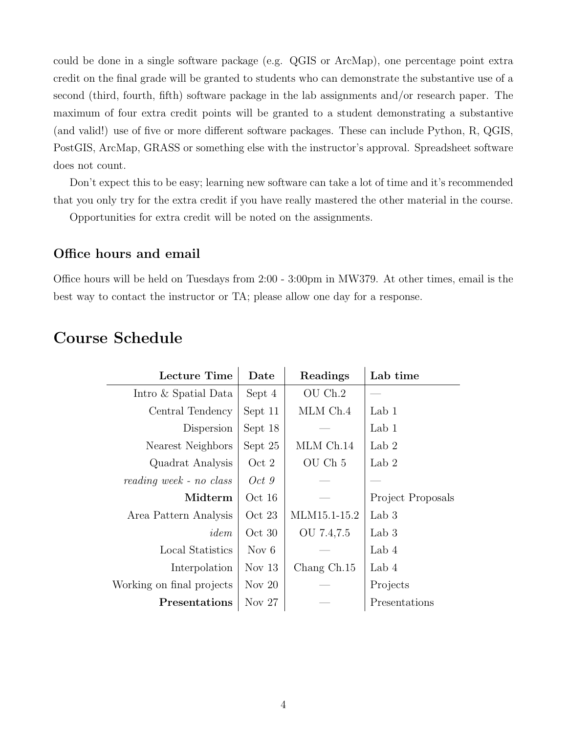could be done in a single software package (e.g. QGIS or ArcMap), one percentage point extra credit on the final grade will be granted to students who can demonstrate the substantive use of a second (third, fourth, fifth) software package in the lab assignments and/or research paper. The maximum of four extra credit points will be granted to a student demonstrating a substantive (and valid!) use of five or more different software packages. These can include Python, R, QGIS, PostGIS, ArcMap, GRASS or something else with the instructor's approval. Spreadsheet software does not count.

Don't expect this to be easy; learning new software can take a lot of time and it's recommended that you only try for the extra credit if you have really mastered the other material in the course.

Opportunities for extra credit will be noted on the assignments.

### Office hours and email

Office hours will be held on Tuesdays from 2:00 - 3:00pm in MW379. At other times, email is the best way to contact the instructor or TA; please allow one day for a response.

## Course Schedule

| Lecture Time | Date | Readings | Lab time |
|---:|---|---|---|
| Intro & Spatial Data | Sept 4 | OU Ch.2 | — |
| Central Tendency | Sept 11 | MLM Ch.4 | Lab 1 |
| Dispersion | Sept 18 | — | Lab 1 |
| Nearest Neighbors | Sept 25 | MLM Ch.14 | Lab 2 |
| Quadrat Analysis | Oct 2 | OU Ch 5 | Lab 2 |
| *reading week - no class* | *Oct 9* | — | — |
| **Midterm** | Oct 16 | — | Project Proposals |
| Area Pattern Analysis | Oct 23 | MLM15.1-15.2 | Lab 3 |
| *idem* | Oct 30 | OU 7.4,7.5 | Lab 3 |
| Local Statistics | Nov 6 | — | Lab 4 |
| Interpolation | Nov 13 | Chang Ch.15 | Lab 4 |
| Working on final projects | Nov 20 | — | Projects |
| **Presentations** | Nov 27 | — | Presentations |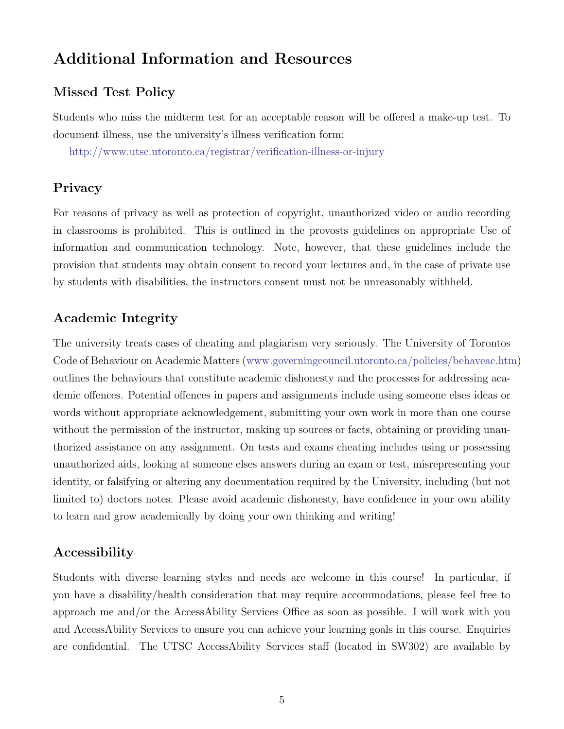## Additional Information and Resources

### Missed Test Policy

Students who miss the midterm test for an acceptable reason will be offered a make-up test. To document illness, use the university's illness verification form:

http://www.utsc.utoronto.ca/registrar/verification-illness-or-injury

### Privacy

For reasons of privacy as well as protection of copyright, unauthorized video or audio recording in classrooms is prohibited. This is outlined in the provosts guidelines on appropriate Use of information and communication technology. Note, however, that these guidelines include the provision that students may obtain consent to record your lectures and, in the case of private use by students with disabilities, the instructors consent must not be unreasonably withheld.

### Academic Integrity

The university treats cases of cheating and plagiarism very seriously. The University of Torontos Code of Behaviour on Academic Matters (www.governingcouncil.utoronto.ca/policies/behaveac.htm) outlines the behaviours that constitute academic dishonesty and the processes for addressing academic offences. Potential offences in papers and assignments include using someone elses ideas or words without appropriate acknowledgement, submitting your own work in more than one course without the permission of the instructor, making up sources or facts, obtaining or providing unauthorized assistance on any assignment. On tests and exams cheating includes using or possessing unauthorized aids, looking at someone elses answers during an exam or test, misrepresenting your identity, or falsifying or altering any documentation required by the University, including (but not limited to) doctors notes. Please avoid academic dishonesty, have confidence in your own ability to learn and grow academically by doing your own thinking and writing!

### Accessibility

Students with diverse learning styles and needs are welcome in this course! In particular, if you have a disability/health consideration that may require accommodations, please feel free to approach me and/or the AccessAbility Services Office as soon as possible. I will work with you and AccessAbility Services to ensure you can achieve your learning goals in this course. Enquiries are confidential. The UTSC AccessAbility Services staff (located in SW302) are available by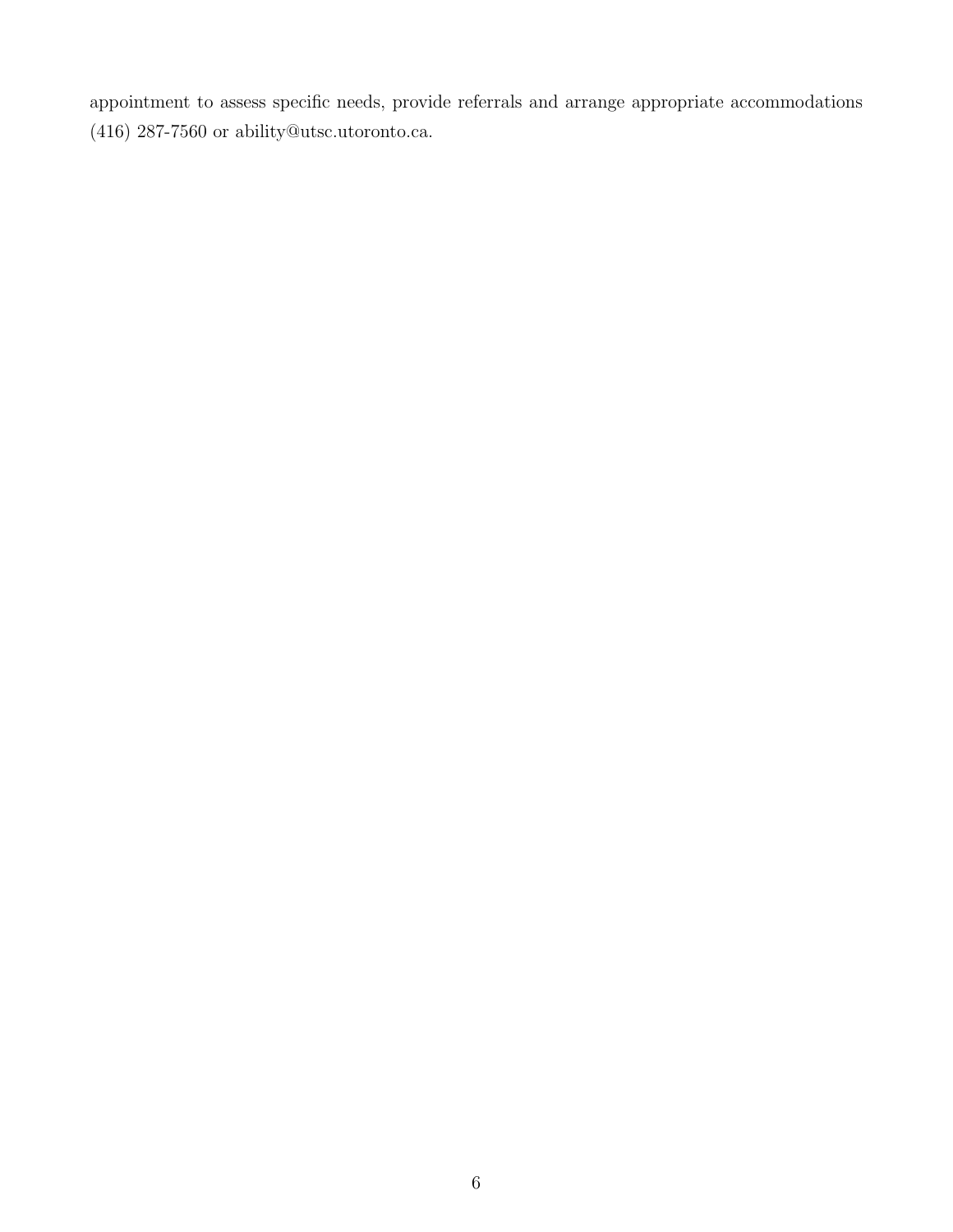appointment to assess specific needs, provide referrals and arrange appropriate accommodations (416) 287-7560 or ability@utsc.utoronto.ca.